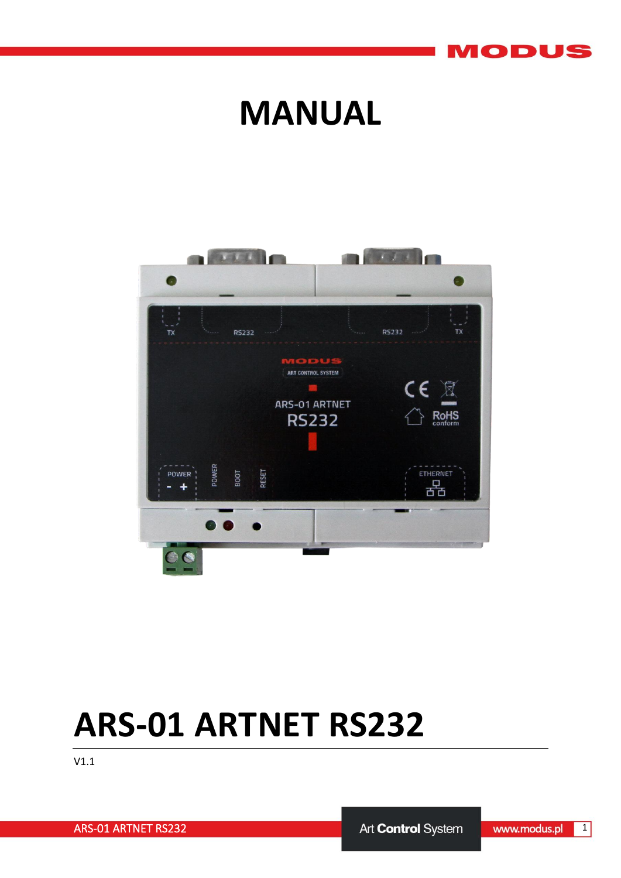# MANUAL

# ARS-01 ARTNET RS232

V1.1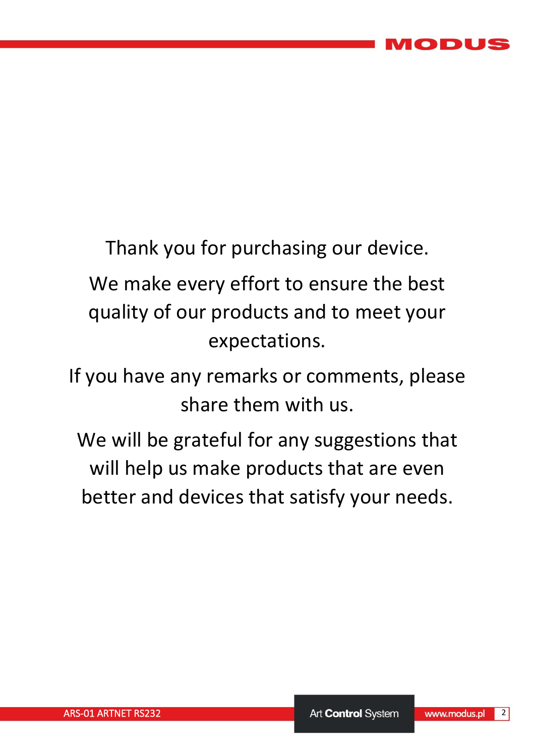Thank you for purchasing our device.

We make every effort to ensure the best quality of our products and to meet your expectations.

If you have any remarks or comments, please share them with us.

We will be grateful for any suggestions that will help us make products that are even better and devices that satisfy your needs.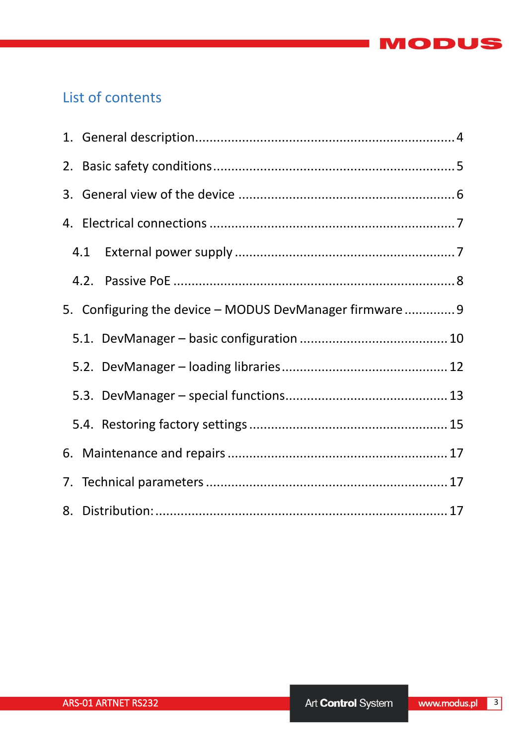## List of contents

1. General description ....................................................................... 4
2. Basic safety conditions .................................................................. 5
3. General view of the device ............................................................ 6
4. Electrical connections .................................................................... 7
   - 4.1 External power supply ............................................................ 7
   - 4.2. Passive PoE .............................................................................. 8
5. Configuring the device – MODUS DevManager firmware ............. 9
   - 5.1. DevManager – basic configuration ......................................... 10
   - 5.2. DevManager – loading libraries .............................................. 12
   - 5.3. DevManager – special functions ............................................. 13
   - 5.4. Restoring factory settings ...................................................... 15
6. Maintenance and repairs ............................................................. 17
7. Technical parameters .................................................................. 17
8. Distribution: ................................................................................. 17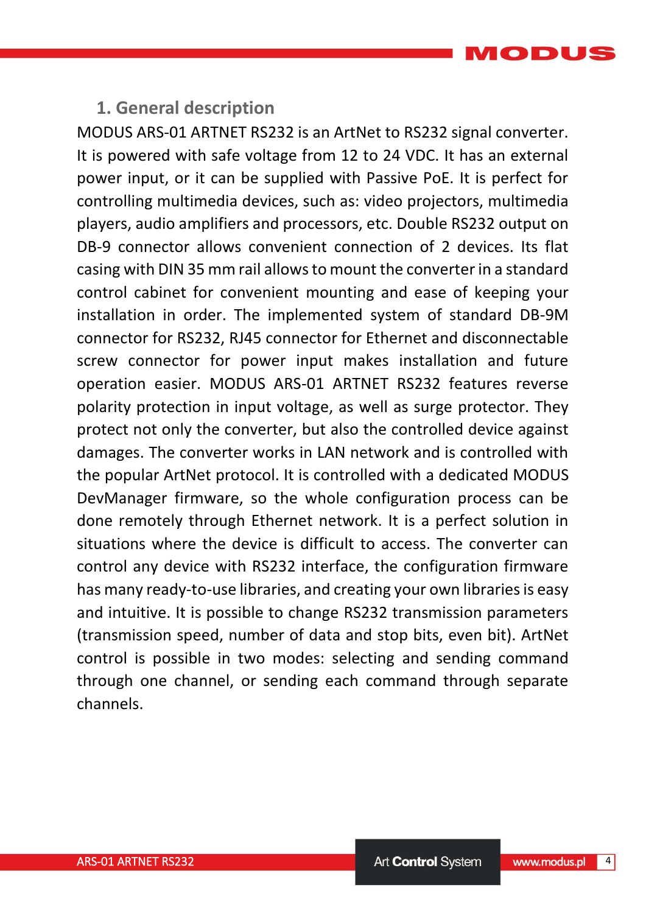## 1. General description

MODUS ARS-01 ARTNET RS232 is an ArtNet to RS232 signal converter. It is powered with safe voltage from 12 to 24 VDC. It has an external power input, or it can be supplied with Passive PoE. It is perfect for controlling multimedia devices, such as: video projectors, multimedia players, audio amplifiers and processors, etc. Double RS232 output on DB-9 connector allows convenient connection of 2 devices. Its flat casing with DIN 35 mm rail allows to mount the converter in a standard control cabinet for convenient mounting and ease of keeping your installation in order. The implemented system of standard DB-9M connector for RS232, RJ45 connector for Ethernet and disconnectable screw connector for power input makes installation and future operation easier. MODUS ARS-01 ARTNET RS232 features reverse polarity protection in input voltage, as well as surge protector. They protect not only the converter, but also the controlled device against damages. The converter works in LAN network and is controlled with the popular ArtNet protocol. It is controlled with a dedicated MODUS DevManager firmware, so the whole configuration process can be done remotely through Ethernet network. It is a perfect solution in situations where the device is difficult to access. The converter can control any device with RS232 interface, the configuration firmware has many ready-to-use libraries, and creating your own libraries is easy and intuitive. It is possible to change RS232 transmission parameters (transmission speed, number of data and stop bits, even bit). ArtNet control is possible in two modes: selecting and sending command through one channel, or sending each command through separate channels.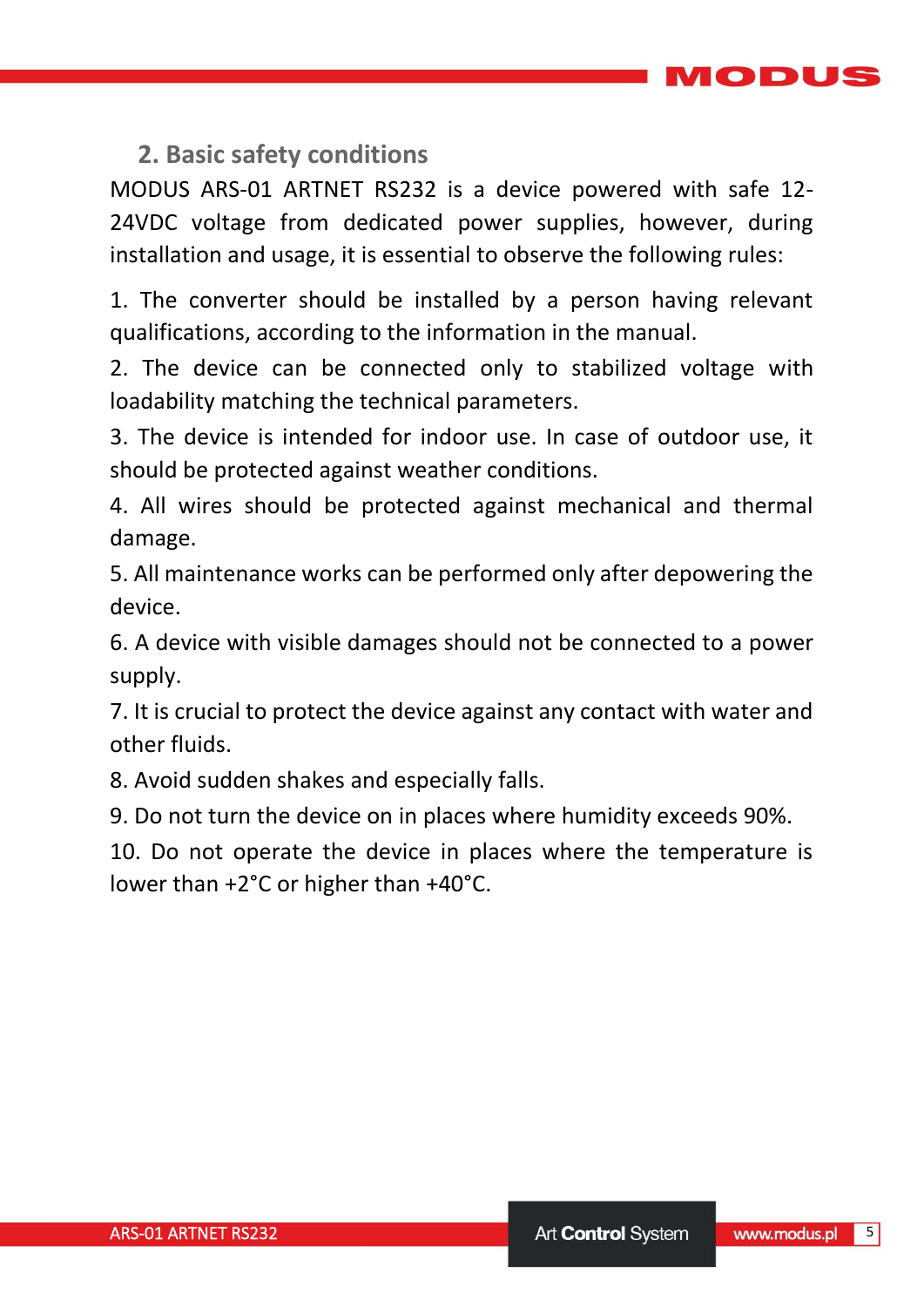## 2. Basic safety conditions

MODUS ARS-01 ARTNET RS232 is a device powered with safe 12-24VDC voltage from dedicated power supplies, however, during installation and usage, it is essential to observe the following rules:

1. The converter should be installed by a person having relevant qualifications, according to the information in the manual.
2. The device can be connected only to stabilized voltage with loadability matching the technical parameters.
3. The device is intended for indoor use. In case of outdoor use, it should be protected against weather conditions.
4. All wires should be protected against mechanical and thermal damage.
5. All maintenance works can be performed only after depowering the device.
6. A device with visible damages should not be connected to a power supply.
7. It is crucial to protect the device against any contact with water and other fluids.
8. Avoid sudden shakes and especially falls.
9. Do not turn the device on in places where humidity exceeds 90%.
10. Do not operate the device in places where the temperature is lower than +2°C or higher than +40°C.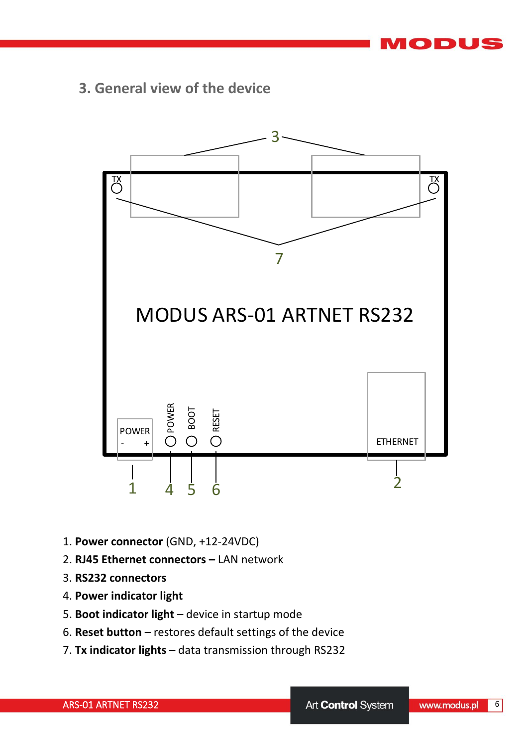## 3. General view of the device

1. **Power connector** (GND, +12-24VDC)
2. **RJ45 Ethernet connectors –** LAN network
3. **RS232 connectors**
4. **Power indicator light**
5. **Boot indicator light** – device in startup mode
6. **Reset button** – restores default settings of the device
7. **Tx indicator lights** – data transmission through RS232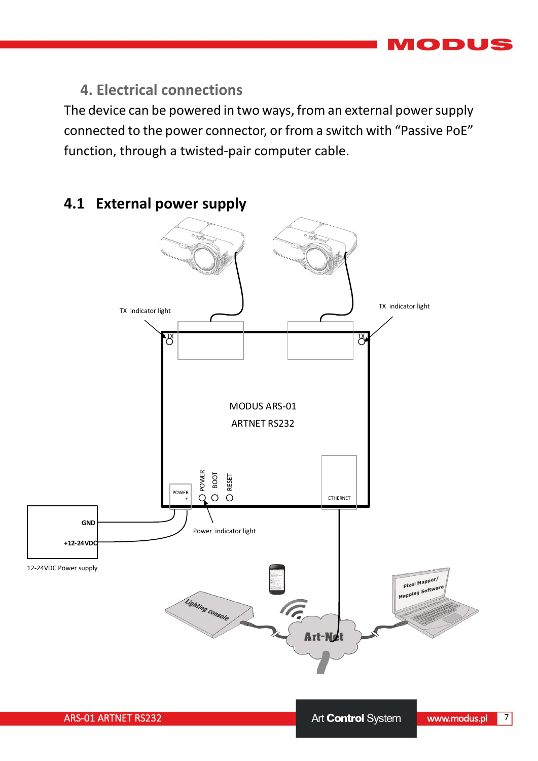## 4. Electrical connections

The device can be powered in two ways, from an external power supply connected to the power connector, or from a switch with “Passive PoE” function, through a twisted-pair computer cable.

## 4.1 External power supply

TX indicator light

TX indicator light

MODUS ARS-01

ARTNET RS232

POWER - +

POWER

BOOT

RESET

ETHERNET

GND

+12-24VDC

12-24VDC Power supply

Power indicator light

Lighting console

Art-Net

Pixel Mapper/ Mapping Software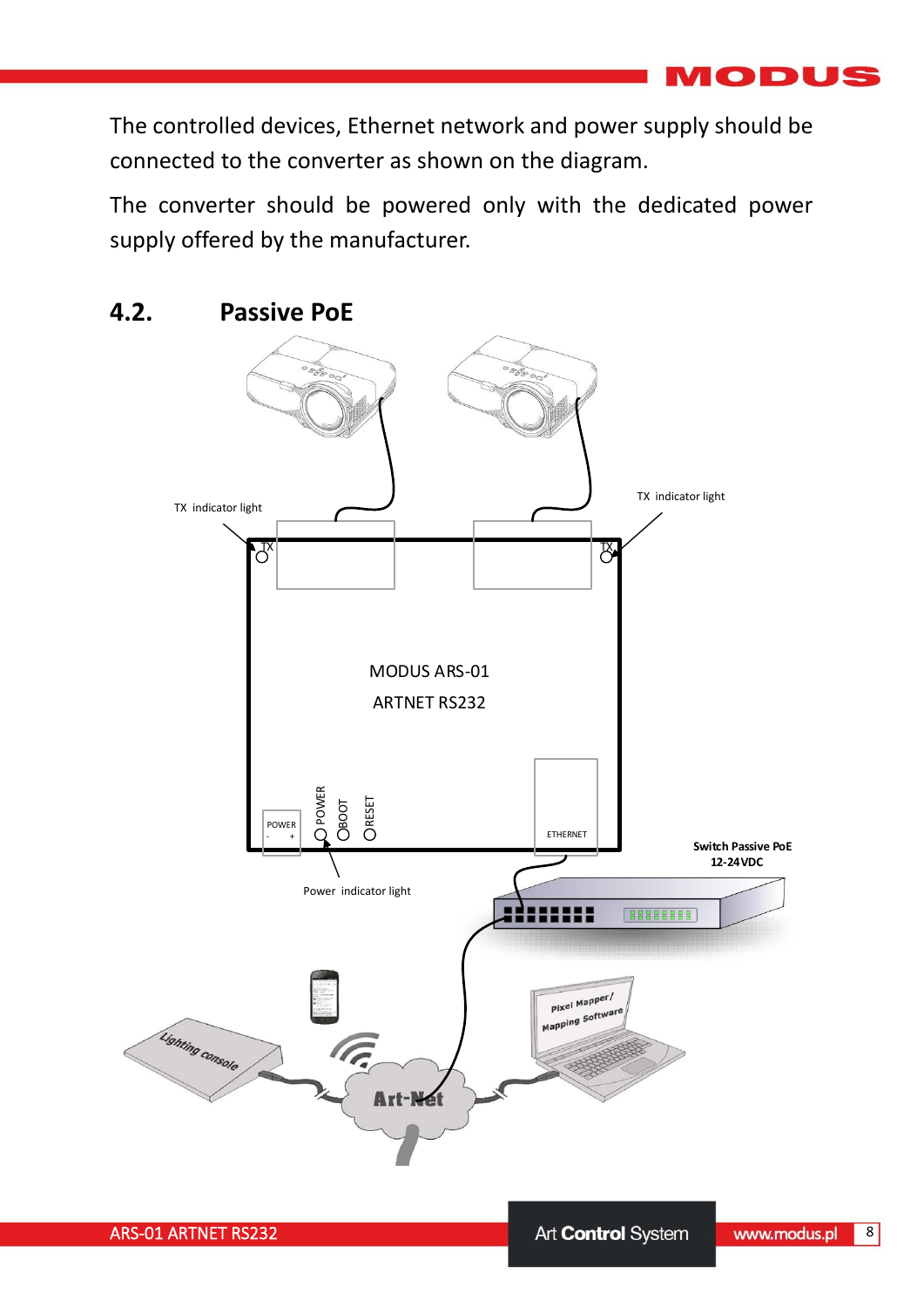The controlled devices, Ethernet network and power supply should be connected to the converter as shown on the diagram.

The converter should be powered only with the dedicated power supply offered by the manufacturer.

## 4.2. Passive PoE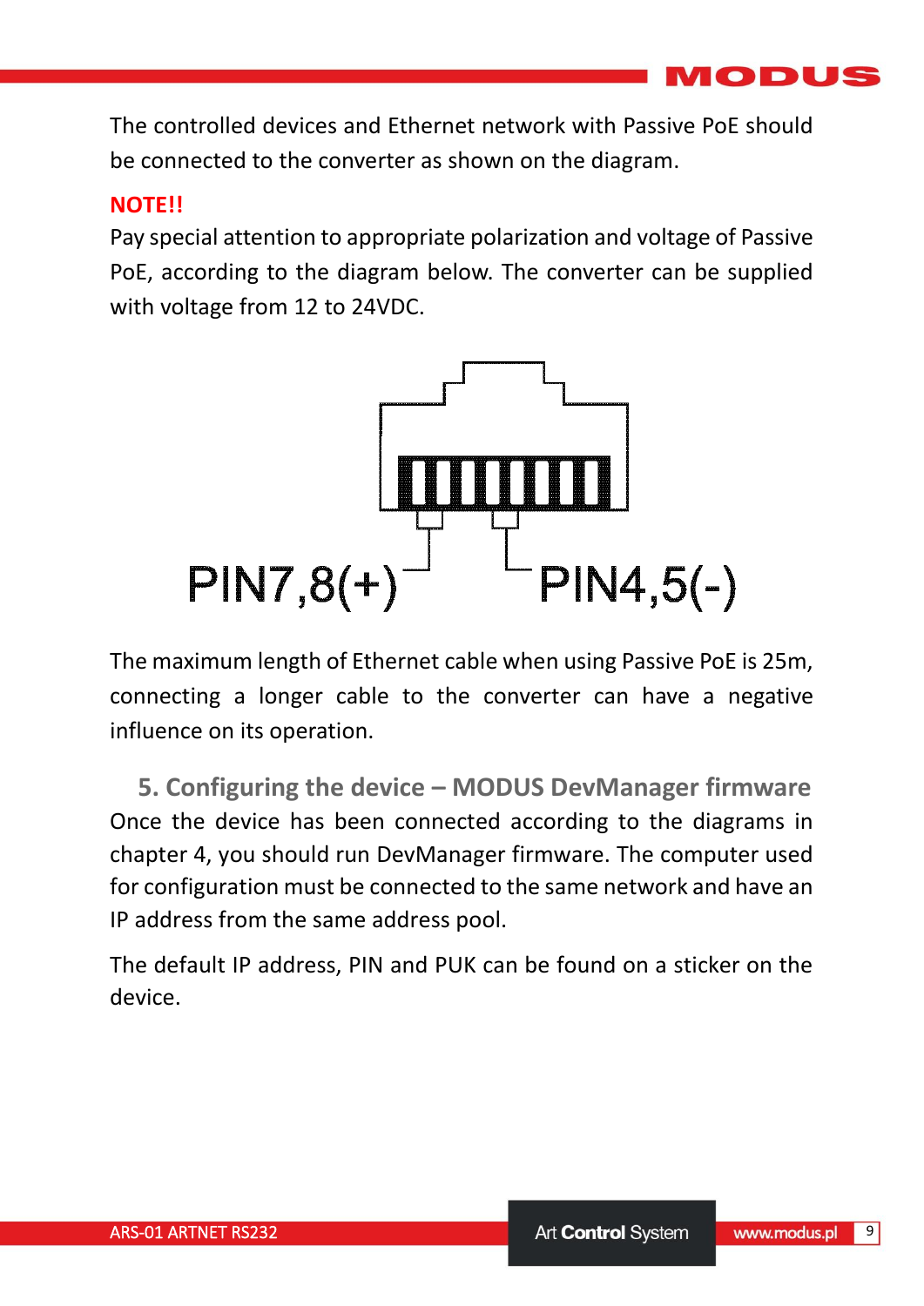The controlled devices and Ethernet network with Passive PoE should be connected to the converter as shown on the diagram.

**NOTE!!**

Pay special attention to appropriate polarization and voltage of Passive PoE, according to the diagram below. The converter can be supplied with voltage from 12 to 24VDC.

PIN7,8(+) PIN4,5(-)

The maximum length of Ethernet cable when using Passive PoE is 25m, connecting a longer cable to the converter can have a negative influence on its operation.

## 5. Configuring the device – MODUS DevManager firmware

Once the device has been connected according to the diagrams in chapter 4, you should run DevManager firmware. The computer used for configuration must be connected to the same network and have an IP address from the same address pool.

The default IP address, PIN and PUK can be found on a sticker on the device.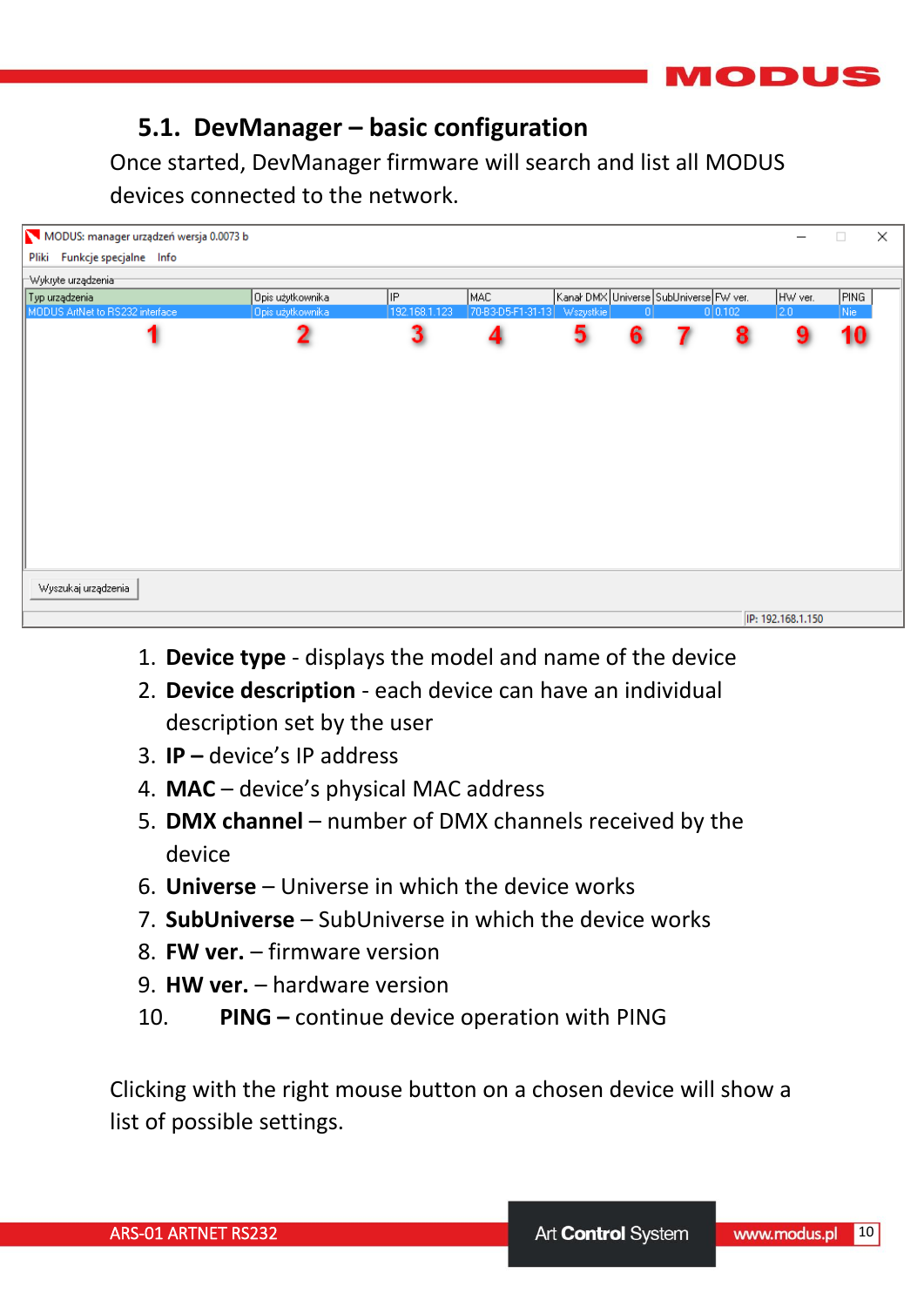## 5.1. DevManager – basic configuration

Once started, DevManager firmware will search and list all MODUS devices connected to the network.

1. **Device type** - displays the model and name of the device
2. **Device description** - each device can have an individual description set by the user
3. **IP –** device's IP address
4. **MAC** – device's physical MAC address
5. **DMX channel** – number of DMX channels received by the device
6. **Universe** – Universe in which the device works
7. **SubUniverse** – SubUniverse in which the device works
8. **FW ver.** – firmware version
9. **HW ver.** – hardware version
10. **PING –** continue device operation with PING

Clicking with the right mouse button on a chosen device will show a list of possible settings.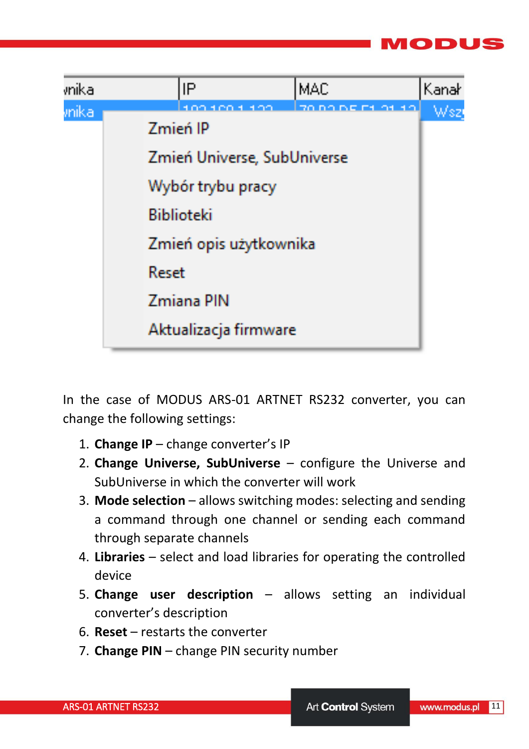| wnika | IP | MAC | Kanał |
| --- | --- | --- | --- |
| wnika | 192.168.1.122 | 70 B3 D5 F1 21 12 | Wsz |

Zmień IP
Zmień Universe, SubUniverse
Wybór trybu pracy
Biblioteki
Zmień opis użytkownika
Reset
Zmiana PIN
Aktualizacja firmware

In the case of MODUS ARS-01 ARTNET RS232 converter, you can change the following settings:

1. **Change IP** – change converter's IP
2. **Change Universe, SubUniverse** – configure the Universe and SubUniverse in which the converter will work
3. **Mode selection** – allows switching modes: selecting and sending a command through one channel or sending each command through separate channels
4. **Libraries** – select and load libraries for operating the controlled device
5. **Change user description** – allows setting an individual converter's description
6. **Reset** – restarts the converter
7. **Change PIN** – change PIN security number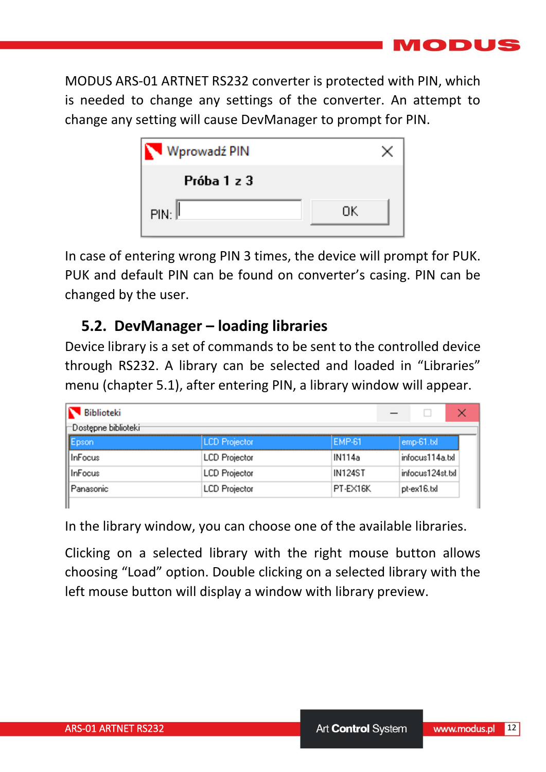MODUS ARS-01 ARTNET RS232 converter is protected with PIN, which is needed to change any settings of the converter. An attempt to change any setting will cause DevManager to prompt for PIN.

In case of entering wrong PIN 3 times, the device will prompt for PUK. PUK and default PIN can be found on converter's casing. PIN can be changed by the user.

## 5.2. DevManager – loading libraries

Device library is a set of commands to be sent to the controlled device through RS232. A library can be selected and loaded in "Libraries" menu (chapter 5.1), after entering PIN, a library window will appear.

In the library window, you can choose one of the available libraries.

Clicking on a selected library with the right mouse button allows choosing "Load" option. Double clicking on a selected library with the left mouse button will display a window with library preview.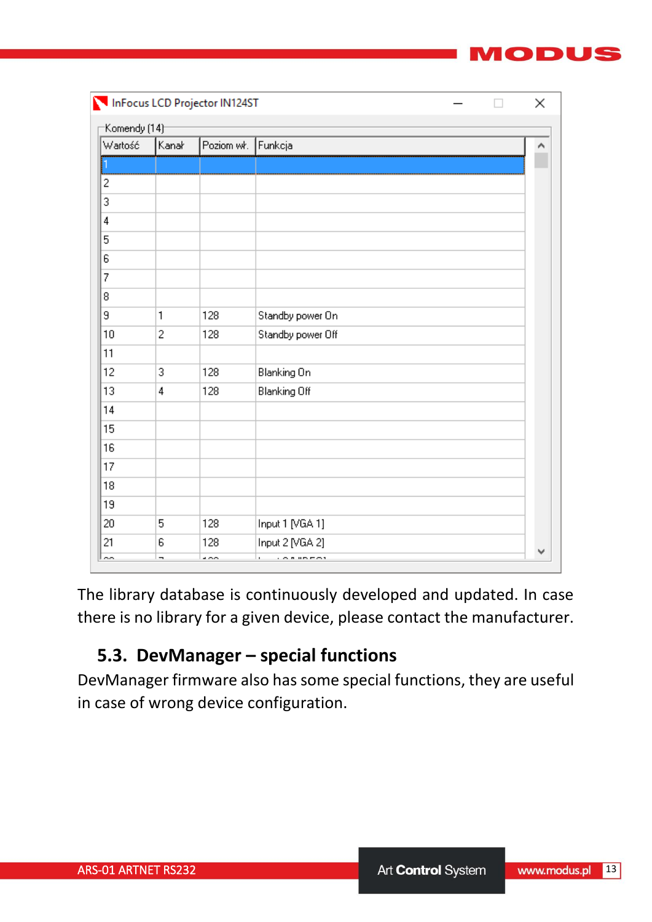InFocus LCD Projector IN124ST

Komendy (14)

| Wartość | Kanał | Poziom wł. | Funkcja |
|---|---|---|---|
| 1 | | | |
| 2 | | | |
| 3 | | | |
| 4 | | | |
| 5 | | | |
| 6 | | | |
| 7 | | | |
| 8 | | | |
| 9 | 1 | 128 | Standby power On |
| 10 | 2 | 128 | Standby power Off |
| 11 | | | |
| 12 | 3 | 128 | Blanking On |
| 13 | 4 | 128 | Blanking Off |
| 14 | | | |
| 15 | | | |
| 16 | | | |
| 17 | | | |
| 18 | | | |
| 19 | | | |
| 20 | 5 | 128 | Input 1 [VGA 1] |
| 21 | 6 | 128 | Input 2 [VGA 2] |

The library database is continuously developed and updated. In case there is no library for a given device, please contact the manufacturer.

## 5.3. DevManager – special functions

DevManager firmware also has some special functions, they are useful in case of wrong device configuration.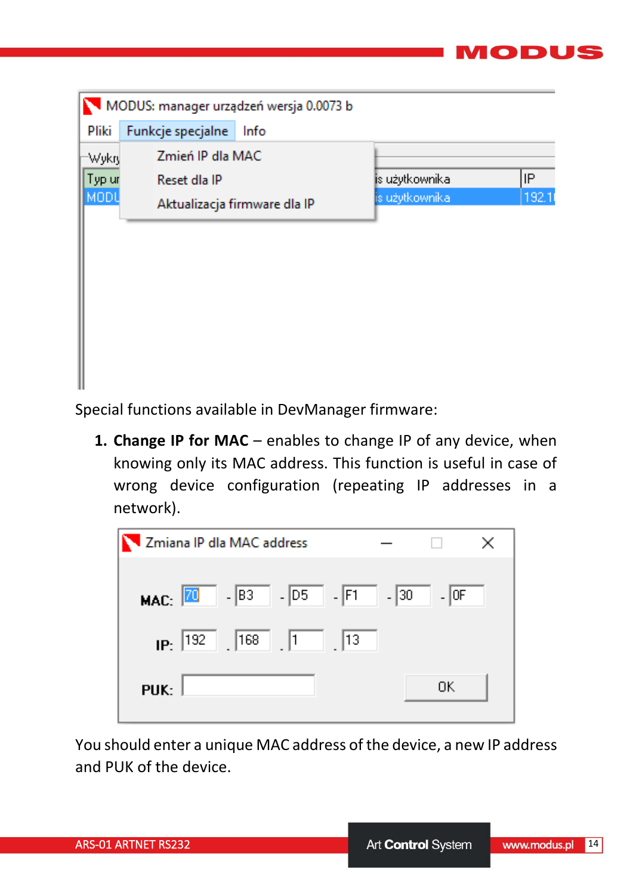Special functions available in DevManager firmware:

1. **Change IP for MAC** – enables to change IP of any device, when knowing only its MAC address. This function is useful in case of wrong device configuration (repeating IP addresses in a network).

You should enter a unique MAC address of the device, a new IP address and PUK of the device.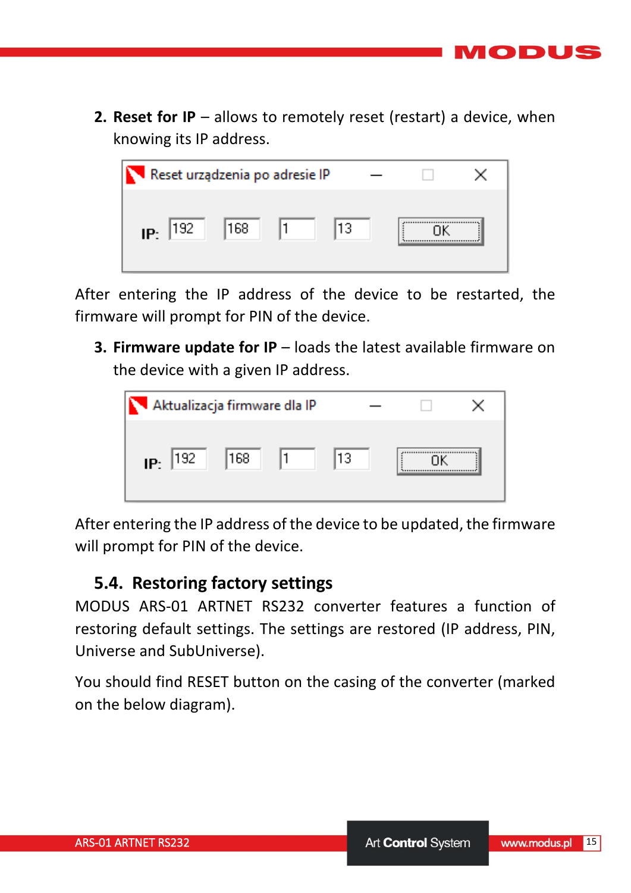2. **Reset for IP** – allows to remotely reset (restart) a device, when knowing its IP address.

After entering the IP address of the device to be restarted, the firmware will prompt for PIN of the device.

3. **Firmware update for IP** – loads the latest available firmware on the device with a given IP address.

After entering the IP address of the device to be updated, the firmware will prompt for PIN of the device.

## 5.4. Restoring factory settings

MODUS ARS-01 ARTNET RS232 converter features a function of restoring default settings. The settings are restored (IP address, PIN, Universe and SubUniverse).

You should find RESET button on the casing of the converter (marked on the below diagram).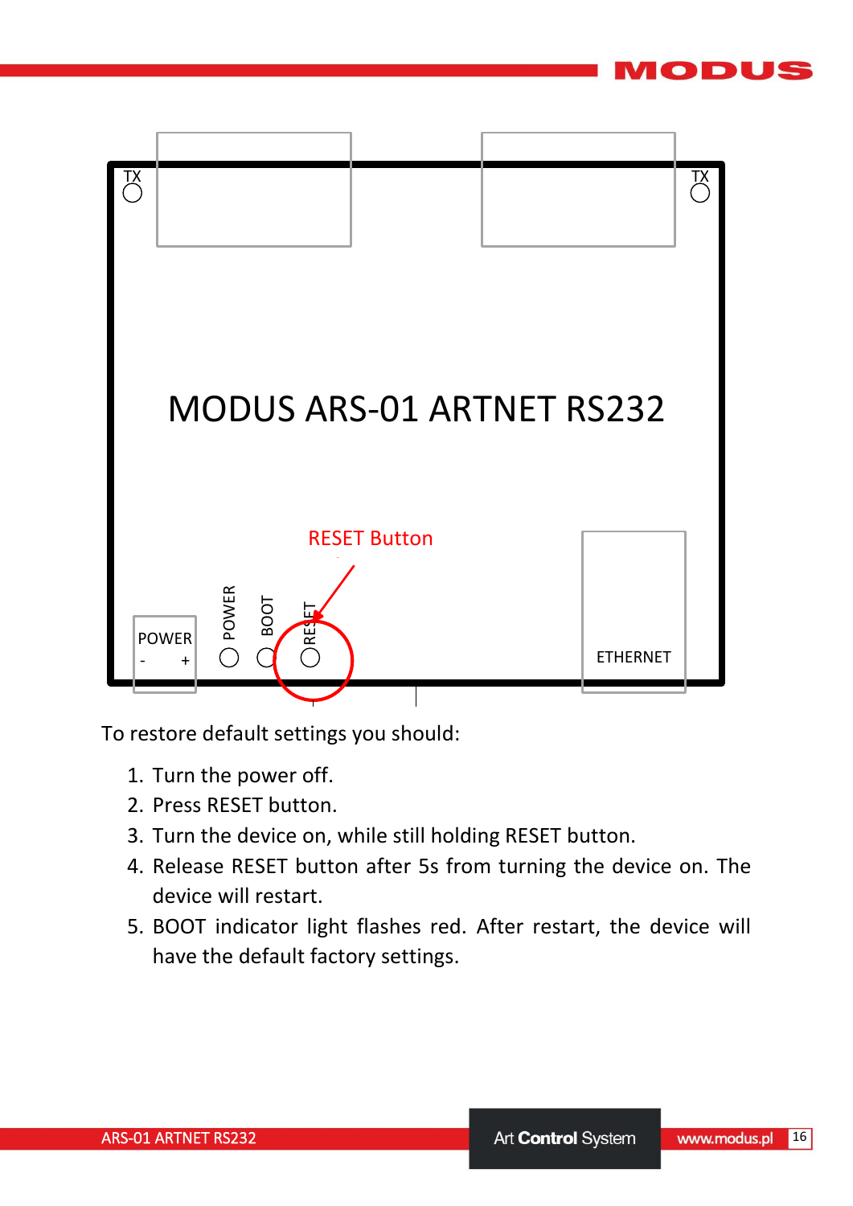MODUS ARS-01 ARTNET RS232

RESET Button

TX

TX

POWER

- +

POWER

BOOT

RESET

ETHERNET

To restore default settings you should:

1. Turn the power off.
2. Press RESET button.
3. Turn the device on, while still holding RESET button.
4. Release RESET button after 5s from turning the device on. The device will restart.
5. BOOT indicator light flashes red. After restart, the device will have the default factory settings.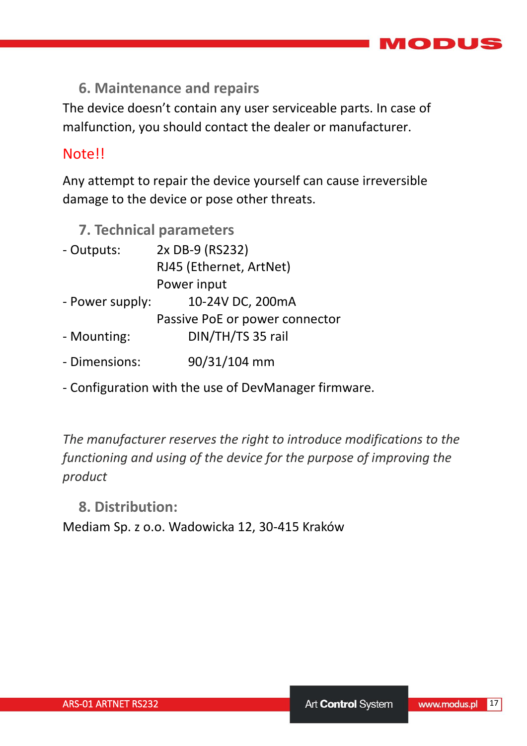## 6. Maintenance and repairs

The device doesn't contain any user serviceable parts. In case of malfunction, you should contact the dealer or manufacturer.

Note!!

Any attempt to repair the device yourself can cause irreversible damage to the device or pose other threats.

## 7. Technical parameters

- Outputs: 2x DB-9 (RS232)
  RJ45 (Ethernet, ArtNet)
  Power input
- Power supply: 10-24V DC, 200mA
  Passive PoE or power connector
- Mounting: DIN/TH/TS 35 rail
- Dimensions: 90/31/104 mm
- Configuration with the use of DevManager firmware.

*The manufacturer reserves the right to introduce modifications to the functioning and using of the device for the purpose of improving the product*

## 8. Distribution:

Mediam Sp. z o.o. Wadowicka 12, 30-415 Kraków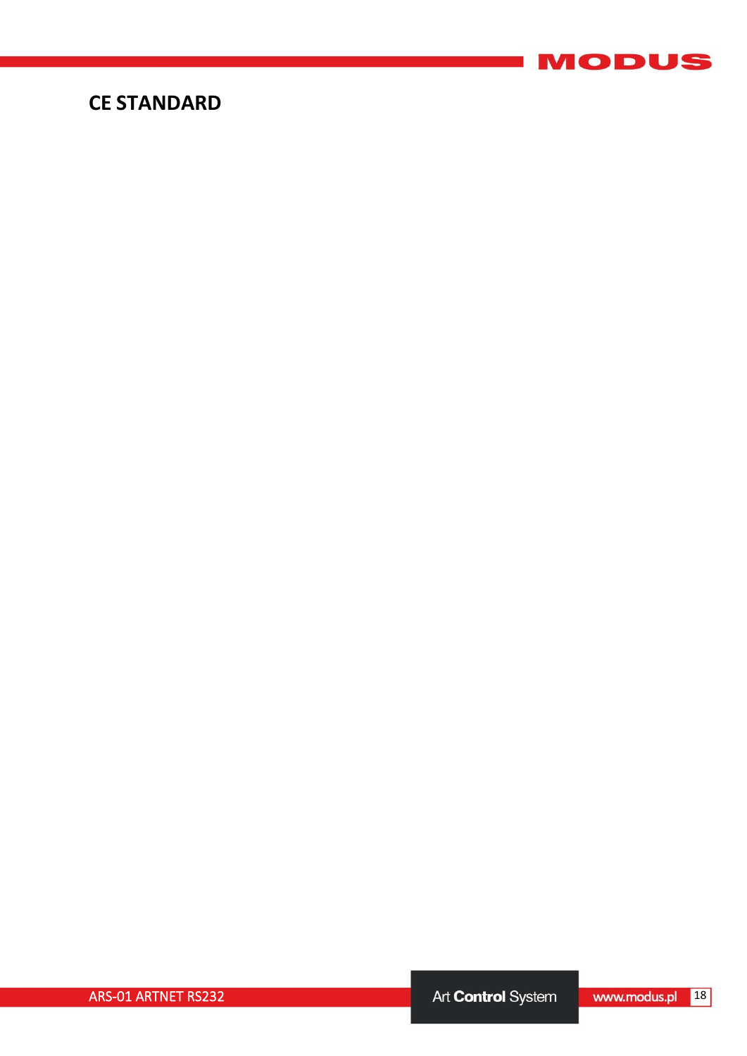# CE STANDARD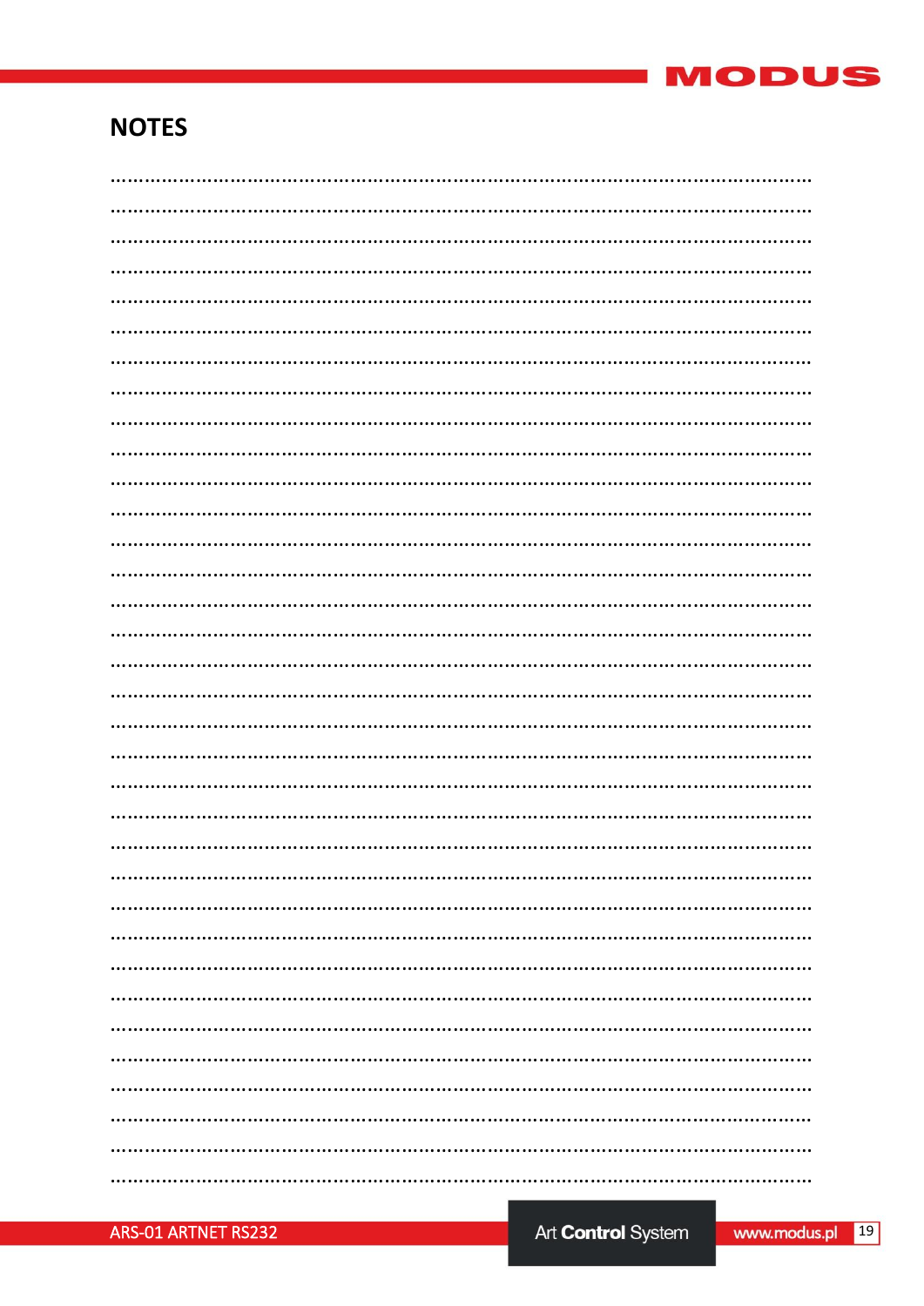## NOTES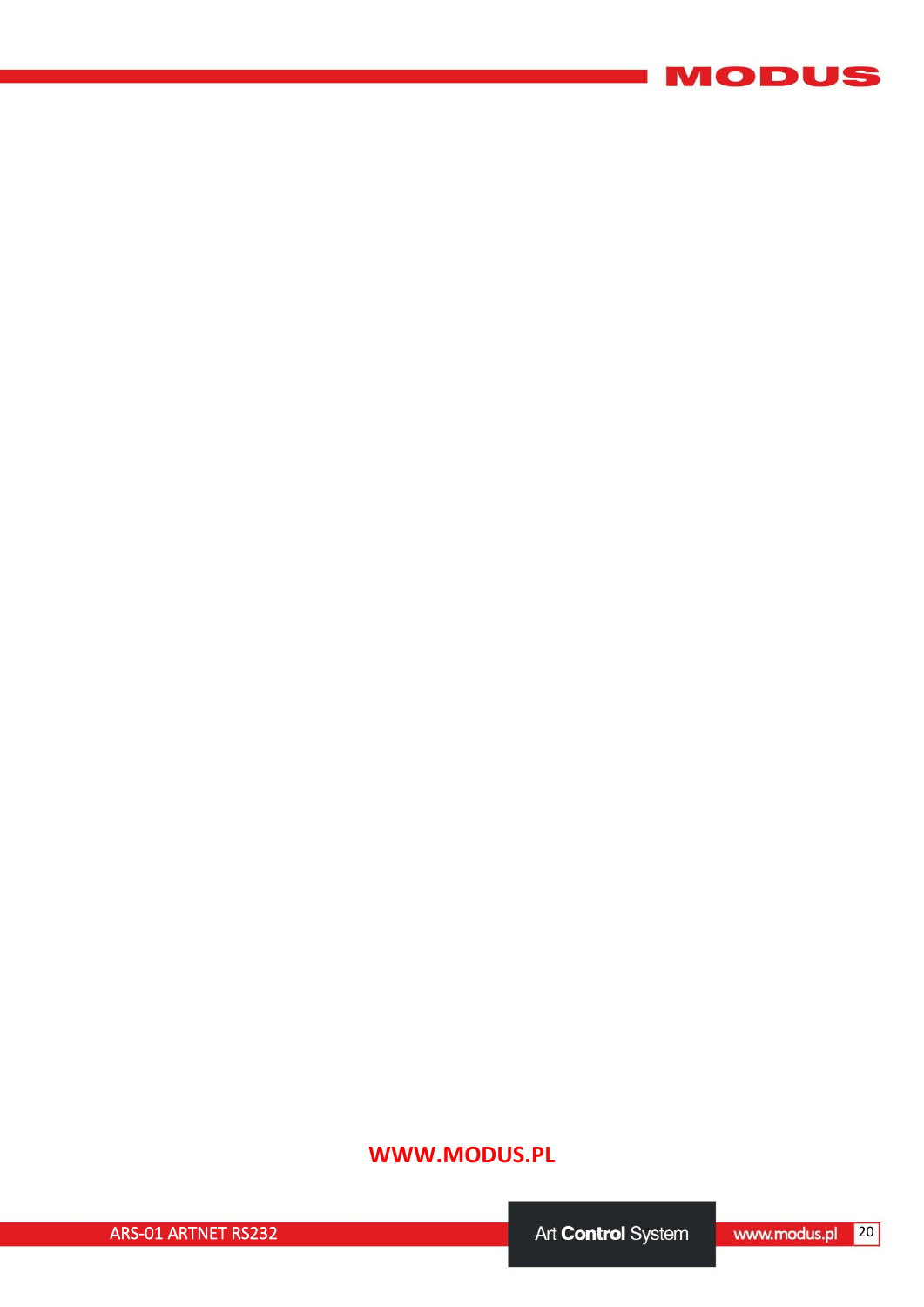**WWW.MODUS.PL**